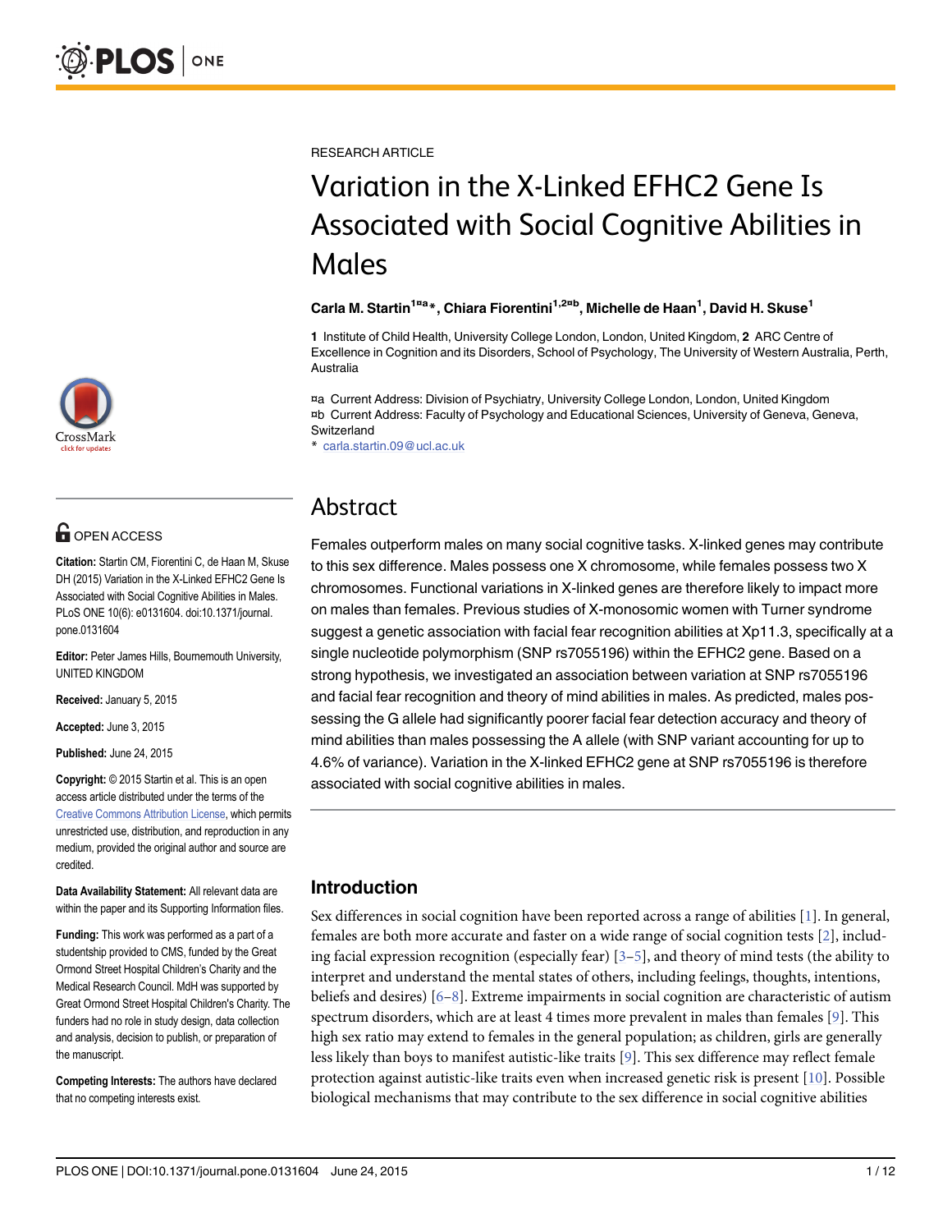RESEARCH ARTICLE

# Variation in the X-Linked EFHC2 Gene Is Associated with Social Cognitive Abilities in Males

**Carla M. Startin[1¤a]*, Chiara Fiorentini[1,2¤b], Michelle de Haan[1], David H. Skuse[1]**

**1** Institute of Child Health, University College London, London, United Kingdom, **2** ARC Centre of Excellence in Cognition and its Disorders, School of Psychology, The University of Western Australia, Perth, Australia

¤a Current Address: Division of Psychiatry, University College London, London, United Kingdom
¤b Current Address: Faculty of Psychology and Educational Sciences, University of Geneva, Geneva, Switzerland
* carla.startin.09@ucl.ac.uk

OPEN ACCESS

**Citation:** Startin CM, Fiorentini C, de Haan M, Skuse DH (2015) Variation in the X-Linked EFHC2 Gene Is Associated with Social Cognitive Abilities in Males. PLoS ONE 10(6): e0131604. doi:10.1371/journal.pone.0131604

**Editor:** Peter James Hills, Bournemouth University, UNITED KINGDOM

**Received:** January 5, 2015

**Accepted:** June 3, 2015

**Published:** June 24, 2015

**Copyright:** © 2015 Startin et al. This is an open access article distributed under the terms of the Creative Commons Attribution License, which permits unrestricted use, distribution, and reproduction in any medium, provided the original author and source are credited.

**Data Availability Statement:** All relevant data are within the paper and its Supporting Information files.

**Funding:** This work was performed as a part of a studentship provided to CMS, funded by the Great Ormond Street Hospital Children's Charity and the Medical Research Council. MdH was supported by Great Ormond Street Hospital Children's Charity. The funders had no role in study design, data collection and analysis, decision to publish, or preparation of the manuscript.

**Competing Interests:** The authors have declared that no competing interests exist.

## Abstract

Females outperform males on many social cognitive tasks. X-linked genes may contribute to this sex difference. Males possess one X chromosome, while females possess two X chromosomes. Functional variations in X-linked genes are therefore likely to impact more on males than females. Previous studies of X-monosomic women with Turner syndrome suggest a genetic association with facial fear recognition abilities at Xp11.3, specifically at a single nucleotide polymorphism (SNP rs7055196) within the EFHC2 gene. Based on a strong hypothesis, we investigated an association between variation at SNP rs7055196 and facial fear recognition and theory of mind abilities in males. As predicted, males possessing the G allele had significantly poorer facial fear detection accuracy and theory of mind abilities than males possessing the A allele (with SNP variant accounting for up to 4.6% of variance). Variation in the X-linked EFHC2 gene at SNP rs7055196 is therefore associated with social cognitive abilities in males.

## Introduction

Sex differences in social cognition have been reported across a range of abilities [1]. In general, females are both more accurate and faster on a wide range of social cognition tests [2], including facial expression recognition (especially fear) [3–5], and theory of mind tests (the ability to interpret and understand the mental states of others, including feelings, thoughts, intentions, beliefs and desires) [6–8]. Extreme impairments in social cognition are characteristic of autism spectrum disorders, which are at least 4 times more prevalent in males than females [9]. This high sex ratio may extend to females in the general population; as children, girls are generally less likely than boys to manifest autistic-like traits [9]. This sex difference may reflect female protection against autistic-like traits even when increased genetic risk is present [10]. Possible biological mechanisms that may contribute to the sex difference in social cognitive abilities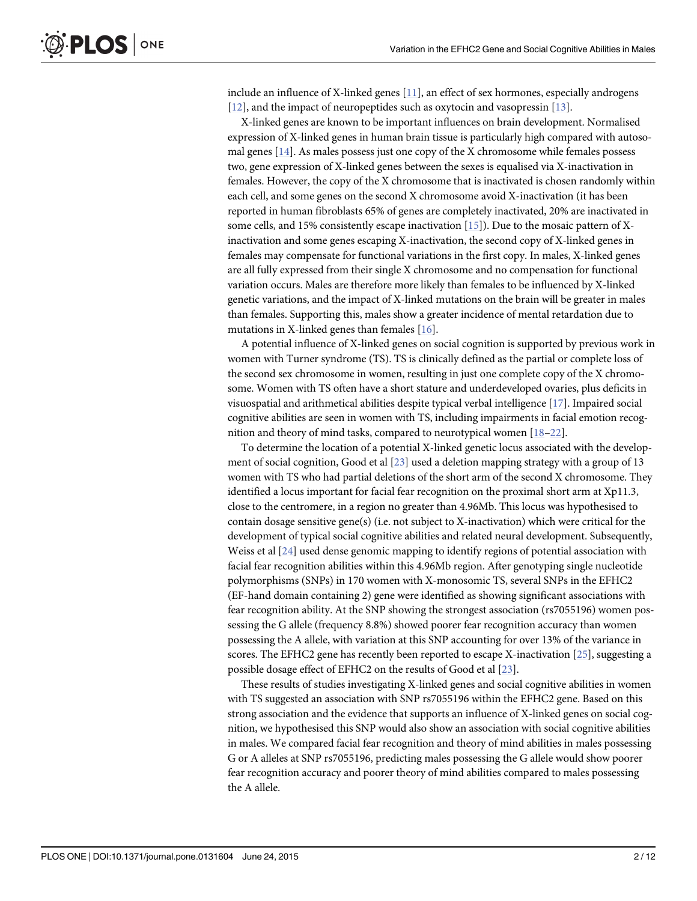include an influence of X-linked genes [11], an effect of sex hormones, especially androgens [12], and the impact of neuropeptides such as oxytocin and vasopressin [13].

X-linked genes are known to be important influences on brain development. Normalised expression of X-linked genes in human brain tissue is particularly high compared with autosomal genes [14]. As males possess just one copy of the X chromosome while females possess two, gene expression of X-linked genes between the sexes is equalised via X-inactivation in females. However, the copy of the X chromosome that is inactivated is chosen randomly within each cell, and some genes on the second X chromosome avoid X-inactivation (it has been reported in human fibroblasts 65% of genes are completely inactivated, 20% are inactivated in some cells, and 15% consistently escape inactivation [15]). Due to the mosaic pattern of X-inactivation and some genes escaping X-inactivation, the second copy of X-linked genes in females may compensate for functional variations in the first copy. In males, X-linked genes are all fully expressed from their single X chromosome and no compensation for functional variation occurs. Males are therefore more likely than females to be influenced by X-linked genetic variations, and the impact of X-linked mutations on the brain will be greater in males than females. Supporting this, males show a greater incidence of mental retardation due to mutations in X-linked genes than females [16].

A potential influence of X-linked genes on social cognition is supported by previous work in women with Turner syndrome (TS). TS is clinically defined as the partial or complete loss of the second sex chromosome in women, resulting in just one complete copy of the X chromosome. Women with TS often have a short stature and underdeveloped ovaries, plus deficits in visuospatial and arithmetical abilities despite typical verbal intelligence [17]. Impaired social cognitive abilities are seen in women with TS, including impairments in facial emotion recognition and theory of mind tasks, compared to neurotypical women [18–22].

To determine the location of a potential X-linked genetic locus associated with the development of social cognition, Good et al [23] used a deletion mapping strategy with a group of 13 women with TS who had partial deletions of the short arm of the second X chromosome. They identified a locus important for facial fear recognition on the proximal short arm at Xp11.3, close to the centromere, in a region no greater than 4.96Mb. This locus was hypothesised to contain dosage sensitive gene(s) (i.e. not subject to X-inactivation) which were critical for the development of typical social cognitive abilities and related neural development. Subsequently, Weiss et al [24] used dense genomic mapping to identify regions of potential association with facial fear recognition abilities within this 4.96Mb region. After genotyping single nucleotide polymorphisms (SNPs) in 170 women with X-monosomic TS, several SNPs in the EFHC2 (EF-hand domain containing 2) gene were identified as showing significant associations with fear recognition ability. At the SNP showing the strongest association (rs7055196) women possessing the G allele (frequency 8.8%) showed poorer fear recognition accuracy than women possessing the A allele, with variation at this SNP accounting for over 13% of the variance in scores. The EFHC2 gene has recently been reported to escape X-inactivation [25], suggesting a possible dosage effect of EFHC2 on the results of Good et al [23].

These results of studies investigating X-linked genes and social cognitive abilities in women with TS suggested an association with SNP rs7055196 within the EFHC2 gene. Based on this strong association and the evidence that supports an influence of X-linked genes on social cognition, we hypothesised this SNP would also show an association with social cognitive abilities in males. We compared facial fear recognition and theory of mind abilities in males possessing G or A alleles at SNP rs7055196, predicting males possessing the G allele would show poorer fear recognition accuracy and poorer theory of mind abilities compared to males possessing the A allele.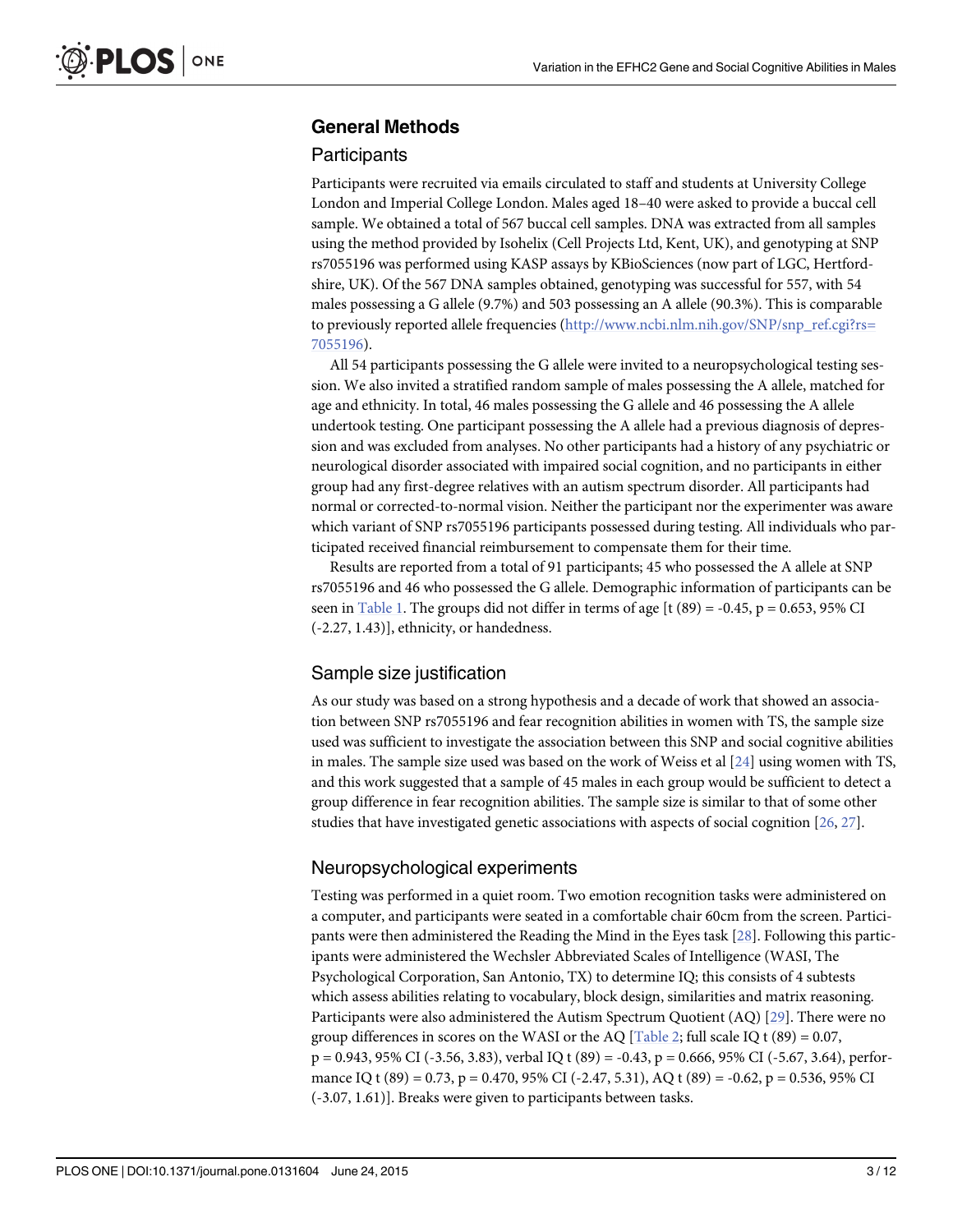## General Methods

### Participants

Participants were recruited via emails circulated to staff and students at University College London and Imperial College London. Males aged 18–40 were asked to provide a buccal cell sample. We obtained a total of 567 buccal cell samples. DNA was extracted from all samples using the method provided by Isohelix (Cell Projects Ltd, Kent, UK), and genotyping at SNP rs7055196 was performed using KASP assays by KBioSciences (now part of LGC, Hertfordshire, UK). Of the 567 DNA samples obtained, genotyping was successful for 557, with 54 males possessing a G allele (9.7%) and 503 possessing an A allele (90.3%). This is comparable to previously reported allele frequencies (http://www.ncbi.nlm.nih.gov/SNP/snp_ref.cgi?rs=7055196).

All 54 participants possessing the G allele were invited to a neuropsychological testing session. We also invited a stratified random sample of males possessing the A allele, matched for age and ethnicity. In total, 46 males possessing the G allele and 46 possessing the A allele undertook testing. One participant possessing the A allele had a previous diagnosis of depression and was excluded from analyses. No other participants had a history of any psychiatric or neurological disorder associated with impaired social cognition, and no participants in either group had any first-degree relatives with an autism spectrum disorder. All participants had normal or corrected-to-normal vision. Neither the participant nor the experimenter was aware which variant of SNP rs7055196 participants possessed during testing. All individuals who participated received financial reimbursement to compensate them for their time.

Results are reported from a total of 91 participants; 45 who possessed the A allele at SNP rs7055196 and 46 who possessed the G allele. Demographic information of participants can be seen in Table 1. The groups did not differ in terms of age [$t(89) = -0.45$, $p = 0.653$, 95% CI (-2.27, 1.43)], ethnicity, or handedness.

### Sample size justification

As our study was based on a strong hypothesis and a decade of work that showed an association between SNP rs7055196 and fear recognition abilities in women with TS, the sample size used was sufficient to investigate the association between this SNP and social cognitive abilities in males. The sample size used was based on the work of Weiss et al [24] using women with TS, and this work suggested that a sample of 45 males in each group would be sufficient to detect a group difference in fear recognition abilities. The sample size is similar to that of some other studies that have investigated genetic associations with aspects of social cognition [26, 27].

### Neuropsychological experiments

Testing was performed in a quiet room. Two emotion recognition tasks were administered on a computer, and participants were seated in a comfortable chair 60cm from the screen. Participants were then administered the Reading the Mind in the Eyes task [28]. Following this participants were administered the Wechsler Abbreviated Scales of Intelligence (WASI, The Psychological Corporation, San Antonio, TX) to determine IQ; this consists of 4 subtests which assess abilities relating to vocabulary, block design, similarities and matrix reasoning. Participants were also administered the Autism Spectrum Quotient (AQ) [29]. There were no group differences in scores on the WASI or the AQ [Table 2; full scale IQ $t(89) = 0.07$, $p = 0.943$, 95% CI (-3.56, 3.83), verbal IQ $t(89) = -0.43$, $p = 0.666$, 95% CI (-5.67, 3.64), performance IQ $t(89) = 0.73$, $p = 0.470$, 95% CI (-2.47, 5.31), AQ $t(89) = -0.62$, $p = 0.536$, 95% CI (-3.07, 1.61)]. Breaks were given to participants between tasks.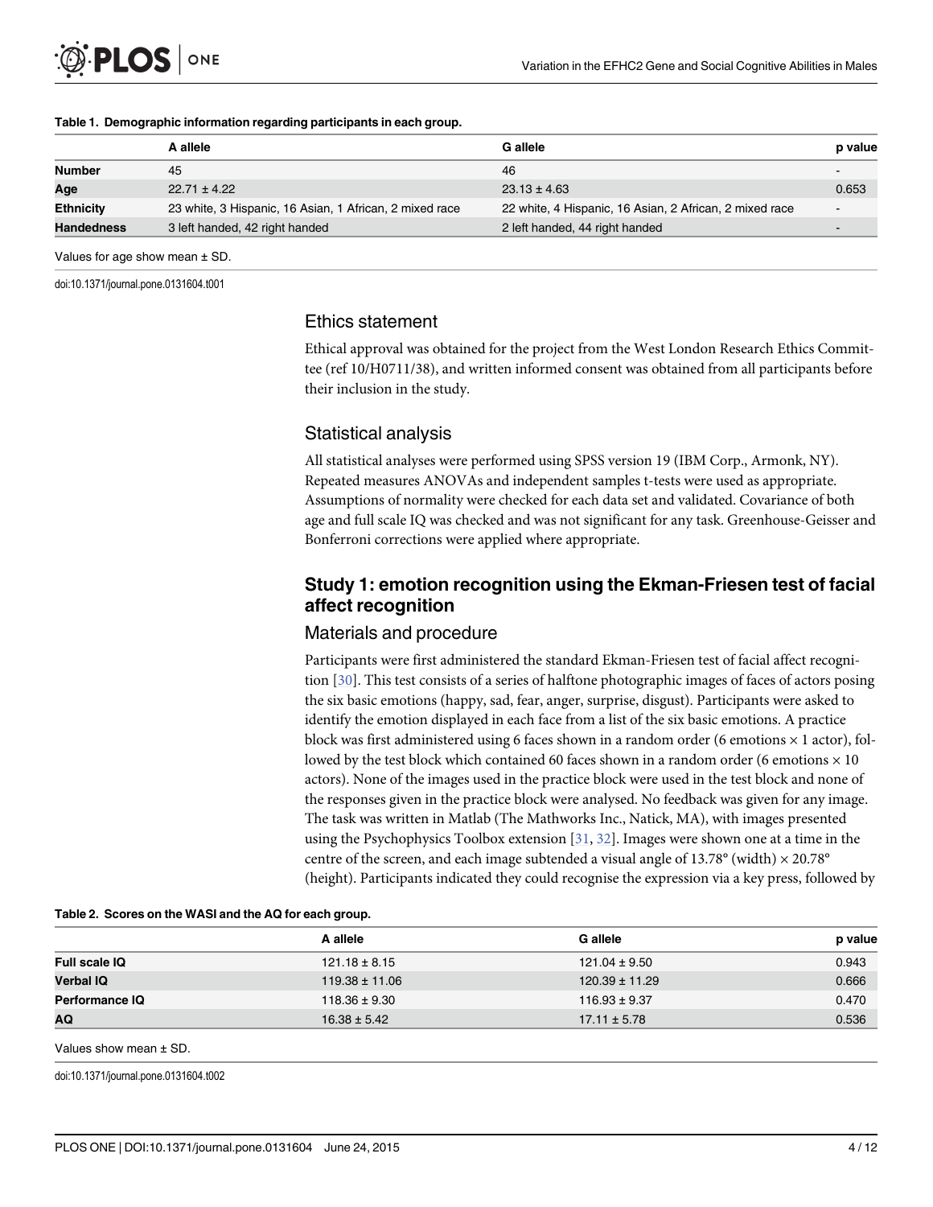**Table 1. Demographic information regarding participants in each group.**

| | A allele | G allele | p value |
|---|---|---|---|
| **Number** | 45 | 46 | - |
| **Age** | 22.71 ± 4.22 | 23.13 ± 4.63 | 0.653 |
| **Ethnicity** | 23 white, 3 Hispanic, 16 Asian, 1 African, 2 mixed race | 22 white, 4 Hispanic, 16 Asian, 2 African, 2 mixed race | - |
| **Handedness** | 3 left handed, 42 right handed | 2 left handed, 44 right handed | - |

Values for age show mean ± SD.

doi:10.1371/journal.pone.0131604.t001

## Ethics statement

Ethical approval was obtained for the project from the West London Research Ethics Committee (ref 10/H0711/38), and written informed consent was obtained from all participants before their inclusion in the study.

## Statistical analysis

All statistical analyses were performed using SPSS version 19 (IBM Corp., Armonk, NY). Repeated measures ANOVAs and independent samples t-tests were used as appropriate. Assumptions of normality were checked for each data set and validated. Covariance of both age and full scale IQ was checked and was not significant for any task. Greenhouse-Geisser and Bonferroni corrections were applied where appropriate.

# Study 1: emotion recognition using the Ekman-Friesen test of facial affect recognition

## Materials and procedure

Participants were first administered the standard Ekman-Friesen test of facial affect recognition [30]. This test consists of a series of halftone photographic images of faces of actors posing the six basic emotions (happy, sad, fear, anger, surprise, disgust). Participants were asked to identify the emotion displayed in each face from a list of the six basic emotions. A practice block was first administered using 6 faces shown in a random order (6 emotions × 1 actor), followed by the test block which contained 60 faces shown in a random order (6 emotions × 10 actors). None of the images used in the practice block were used in the test block and none of the responses given in the practice block were analysed. No feedback was given for any image. The task was written in Matlab (The Mathworks Inc., Natick, MA), with images presented using the Psychophysics Toolbox extension [31, 32]. Images were shown one at a time in the centre of the screen, and each image subtended a visual angle of 13.78° (width) × 20.78° (height). Participants indicated they could recognise the expression via a key press, followed by

**Table 2. Scores on the WASI and the AQ for each group.**

| | A allele | G allele | p value |
|---|---|---|---|
| **Full scale IQ** | 121.18 ± 8.15 | 121.04 ± 9.50 | 0.943 |
| **Verbal IQ** | 119.38 ± 11.06 | 120.39 ± 11.29 | 0.666 |
| **Performance IQ** | 118.36 ± 9.30 | 116.93 ± 9.37 | 0.470 |
| **AQ** | 16.38 ± 5.42 | 17.11 ± 5.78 | 0.536 |

Values show mean ± SD.

doi:10.1371/journal.pone.0131604.t002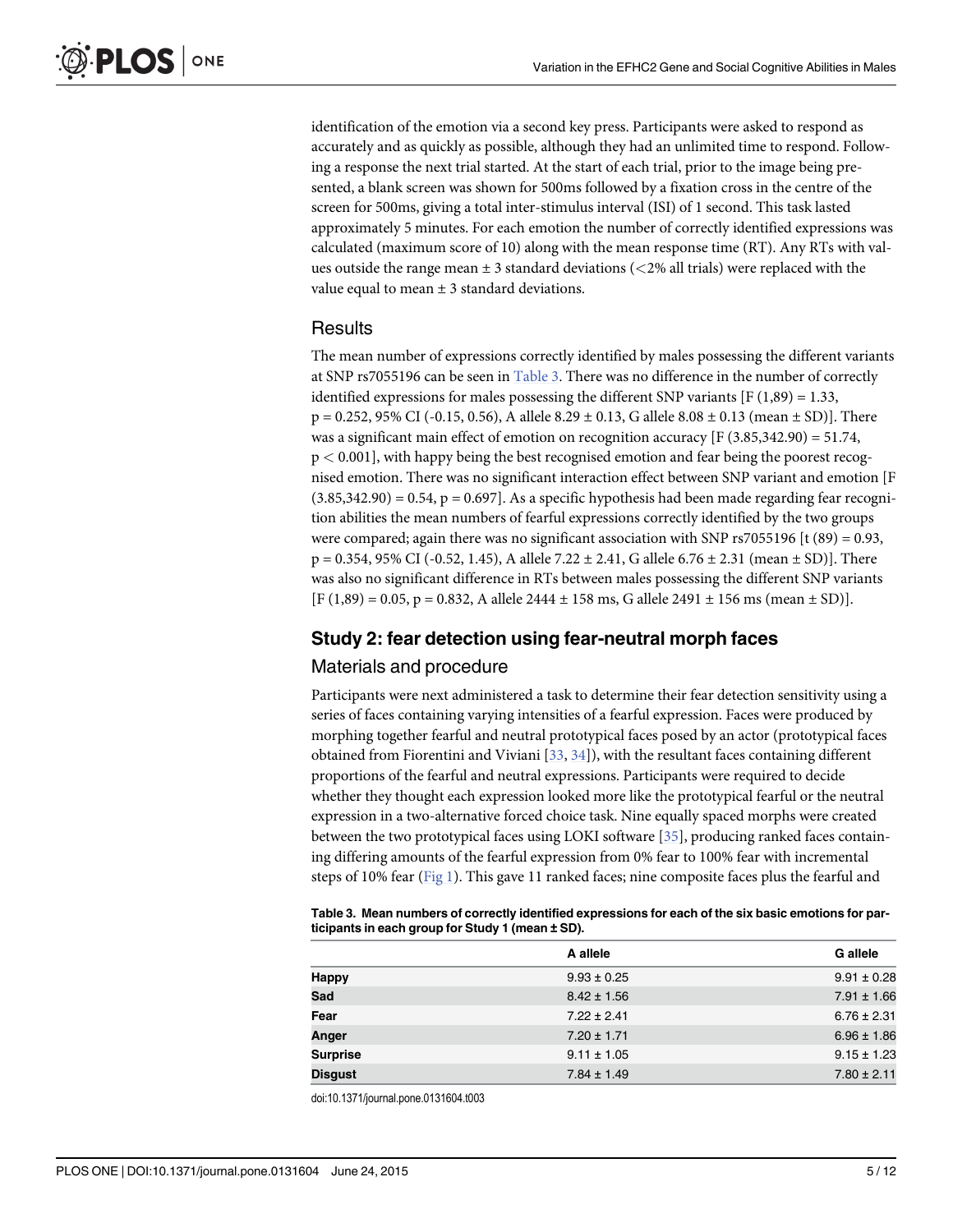identification of the emotion via a second key press. Participants were asked to respond as accurately and as quickly as possible, although they had an unlimited time to respond. Following a response the next trial started. At the start of each trial, prior to the image being presented, a blank screen was shown for 500ms followed by a fixation cross in the centre of the screen for 500ms, giving a total inter-stimulus interval (ISI) of 1 second. This task lasted approximately 5 minutes. For each emotion the number of correctly identified expressions was calculated (maximum score of 10) along with the mean response time (RT). Any RTs with values outside the range mean ± 3 standard deviations (<2% all trials) were replaced with the value equal to mean ± 3 standard deviations.

## Results

The mean number of expressions correctly identified by males possessing the different variants at SNP rs7055196 can be seen in Table 3. There was no difference in the number of correctly identified expressions for males possessing the different SNP variants [$F(1,89) = 1.33$, $p = 0.252$, 95% CI (-0.15, 0.56), A allele 8.29 ± 0.13, G allele 8.08 ± 0.13 (mean ± SD)]. There was a significant main effect of emotion on recognition accuracy [$F(3.85,342.90) = 51.74$, $p < 0.001$], with happy being the best recognised emotion and fear being the poorest recognised emotion. There was no significant interaction effect between SNP variant and emotion [$F(3.85,342.90) = 0.54$, $p = 0.697$]. As a specific hypothesis had been made regarding fear recognition abilities the mean numbers of fearful expressions correctly identified by the two groups were compared; again there was no significant association with SNP rs7055196 [$t(89) = 0.93$, $p = 0.354$, 95% CI (-0.52, 1.45), A allele 7.22 ± 2.41, G allele 6.76 ± 2.31 (mean ± SD)]. There was also no significant difference in RTs between males possessing the different SNP variants [$F(1,89) = 0.05$, $p = 0.832$, A allele 2444 ± 158 ms, G allele 2491 ± 156 ms (mean ± SD)].

## Study 2: fear detection using fear-neutral morph faces

### Materials and procedure

Participants were next administered a task to determine their fear detection sensitivity using a series of faces containing varying intensities of a fearful expression. Faces were produced by morphing together fearful and neutral prototypical faces posed by an actor (prototypical faces obtained from Fiorentini and Viviani [33, 34]), with the resultant faces containing different proportions of the fearful and neutral expressions. Participants were required to decide whether they thought each expression looked more like the prototypical fearful or the neutral expression in a two-alternative forced choice task. Nine equally spaced morphs were created between the two prototypical faces using LOKI software [35], producing ranked faces containing differing amounts of the fearful expression from 0% fear to 100% fear with incremental steps of 10% fear (Fig 1). This gave 11 ranked faces; nine composite faces plus the fearful and

**Table 3. Mean numbers of correctly identified expressions for each of the six basic emotions for participants in each group for Study 1 (mean ± SD).**

| | A allele | G allele |
|---|---|---|
| **Happy** | 9.93 ± 0.25 | 9.91 ± 0.28 |
| **Sad** | 8.42 ± 1.56 | 7.91 ± 1.66 |
| **Fear** | 7.22 ± 2.41 | 6.76 ± 2.31 |
| **Anger** | 7.20 ± 1.71 | 6.96 ± 1.86 |
| **Surprise** | 9.11 ± 1.05 | 9.15 ± 1.23 |
| **Disgust** | 7.84 ± 1.49 | 7.80 ± 2.11 |

doi:10.1371/journal.pone.0131604.t003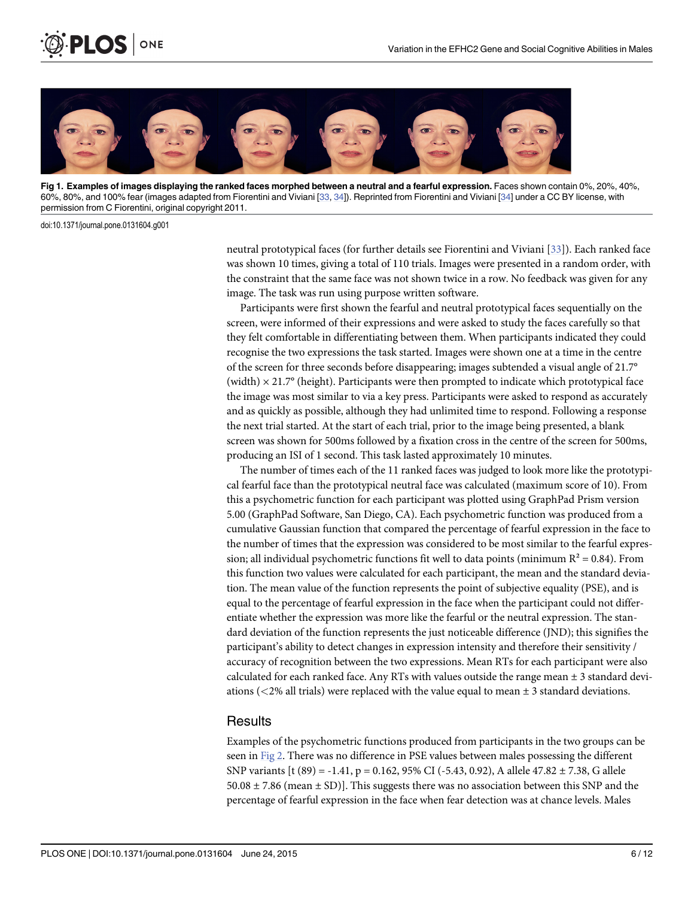**Fig 1. Examples of images displaying the ranked faces morphed between a neutral and a fearful expression.** Faces shown contain 0%, 20%, 40%, 60%, 80%, and 100% fear (images adapted from Fiorentini and Viviani [33, 34]). Reprinted from Fiorentini and Viviani [34] under a CC BY license, with permission from C Fiorentini, original copyright 2011.

doi:10.1371/journal.pone.0131604.g001

neutral prototypical faces (for further details see Fiorentini and Viviani [33]). Each ranked face was shown 10 times, giving a total of 110 trials. Images were presented in a random order, with the constraint that the same face was not shown twice in a row. No feedback was given for any image. The task was run using purpose written software.

Participants were first shown the fearful and neutral prototypical faces sequentially on the screen, were informed of their expressions and were asked to study the faces carefully so that they felt comfortable in differentiating between them. When participants indicated they could recognise the two expressions the task started. Images were shown one at a time in the centre of the screen for three seconds before disappearing; images subtended a visual angle of 21.7° (width) × 21.7° (height). Participants were then prompted to indicate which prototypical face the image was most similar to via a key press. Participants were asked to respond as accurately and as quickly as possible, although they had unlimited time to respond. Following a response the next trial started. At the start of each trial, prior to the image being presented, a blank screen was shown for 500ms followed by a fixation cross in the centre of the screen for 500ms, producing an ISI of 1 second. This task lasted approximately 10 minutes.

The number of times each of the 11 ranked faces was judged to look more like the prototypical fearful face than the prototypical neutral face was calculated (maximum score of 10). From this a psychometric function for each participant was plotted using GraphPad Prism version 5.00 (GraphPad Software, San Diego, CA). Each psychometric function was produced from a cumulative Gaussian function that compared the percentage of fearful expression in the face to the number of times that the expression was considered to be most similar to the fearful expression; all individual psychometric functions fit well to data points (minimum $R^2 = 0.84$). From this function two values were calculated for each participant, the mean and the standard deviation. The mean value of the function represents the point of subjective equality (PSE), and is equal to the percentage of fearful expression in the face when the participant could not differentiate whether the expression was more like the fearful or the neutral expression. The standard deviation of the function represents the just noticeable difference (JND); this signifies the participant's ability to detect changes in expression intensity and therefore their sensitivity / accuracy of recognition between the two expressions. Mean RTs for each participant were also calculated for each ranked face. Any RTs with values outside the range mean ± 3 standard deviations (<2% all trials) were replaced with the value equal to mean ± 3 standard deviations.

## Results

Examples of the psychometric functions produced from participants in the two groups can be seen in Fig 2. There was no difference in PSE values between males possessing the different SNP variants [$t(89) = -1.41$, $p = 0.162$, 95% CI (-5.43, 0.92), A allele 47.82 ± 7.38, G allele 50.08 ± 7.86 (mean ± SD)]. This suggests there was no association between this SNP and the percentage of fearful expression in the face when fear detection was at chance levels. Males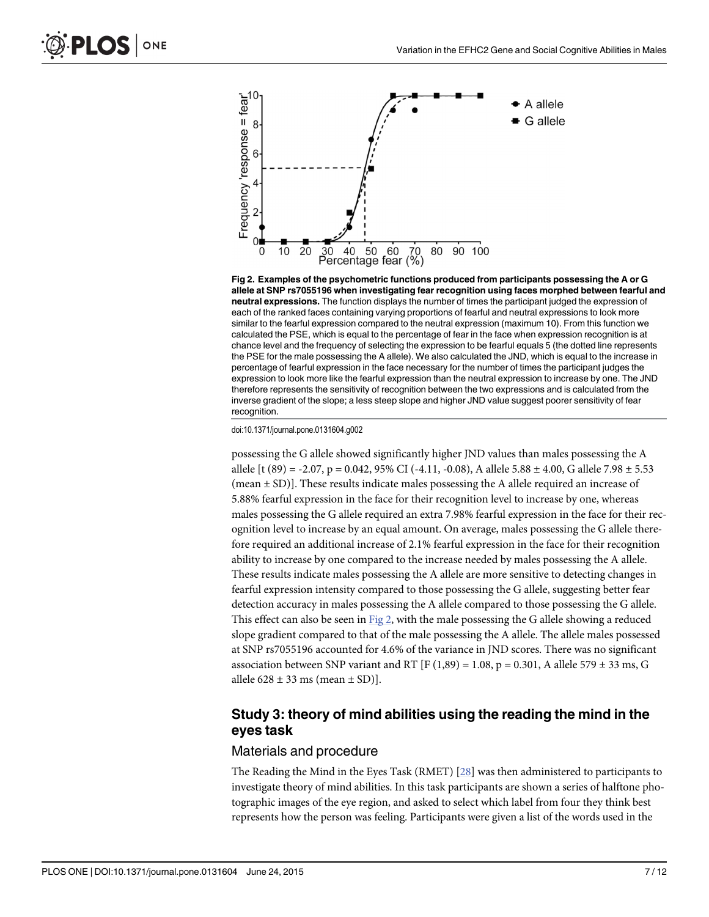Fig 2. Examples of the psychometric functions produced from participants possessing the A or G allele at SNP rs7055196 when investigating fear recognition using faces morphed between fearful and neutral expressions. The function displays the number of times the participant judged the expression of each of the ranked faces containing varying proportions of fearful and neutral expressions to look more similar to the fearful expression compared to the neutral expression (maximum 10). From this function we calculated the PSE, which is equal to the percentage of fear in the face when expression recognition is at chance level and the frequency of selecting the expression to be fearful equals 5 (the dotted line represents the PSE for the male possessing the A allele). We also calculated the JND, which is equal to the increase in percentage of fearful expression in the face necessary for the number of times the participant judges the expression to look more like the fearful expression than the neutral expression to increase by one. The JND therefore represents the sensitivity of recognition between the two expressions and is calculated from the inverse gradient of the slope; a less steep slope and higher JND value suggest poorer sensitivity of fear recognition.

doi:10.1371/journal.pone.0131604.g002

possessing the G allele showed significantly higher JND values than males possessing the A allele [$t(89) = -2.07$, $p = 0.042$, 95% CI (-4.11, -0.08), A allele 5.88 ± 4.00, G allele 7.98 ± 5.53 (mean ± SD)]. These results indicate males possessing the A allele required an increase of 5.88% fearful expression in the face for their recognition level to increase by one, whereas males possessing the G allele required an extra 7.98% fearful expression in the face for their recognition level to increase by an equal amount. On average, males possessing the G allele therefore required an additional increase of 2.1% fearful expression in the face for their recognition ability to increase by one compared to the increase needed by males possessing the A allele. These results indicate males possessing the A allele are more sensitive to detecting changes in fearful expression intensity compared to those possessing the G allele, suggesting better fear detection accuracy in males possessing the A allele compared to those possessing the G allele. This effect can also be seen in Fig 2, with the male possessing the G allele showing a reduced slope gradient compared to that of the male possessing the A allele. The allele males possessed at SNP rs7055196 accounted for 4.6% of the variance in JND scores. There was no significant association between SNP variant and RT [$F(1,89) = 1.08$, $p = 0.301$, A allele 579 ± 33 ms, G allele 628 ± 33 ms (mean ± SD)].

## Study 3: theory of mind abilities using the reading the mind in the eyes task

### Materials and procedure

The Reading the Mind in the Eyes Task (RMET) [28] was then administered to participants to investigate theory of mind abilities. In this task participants are shown a series of halftone photographic images of the eye region, and asked to select which label from four they think best represents how the person was feeling. Participants were given a list of the words used in the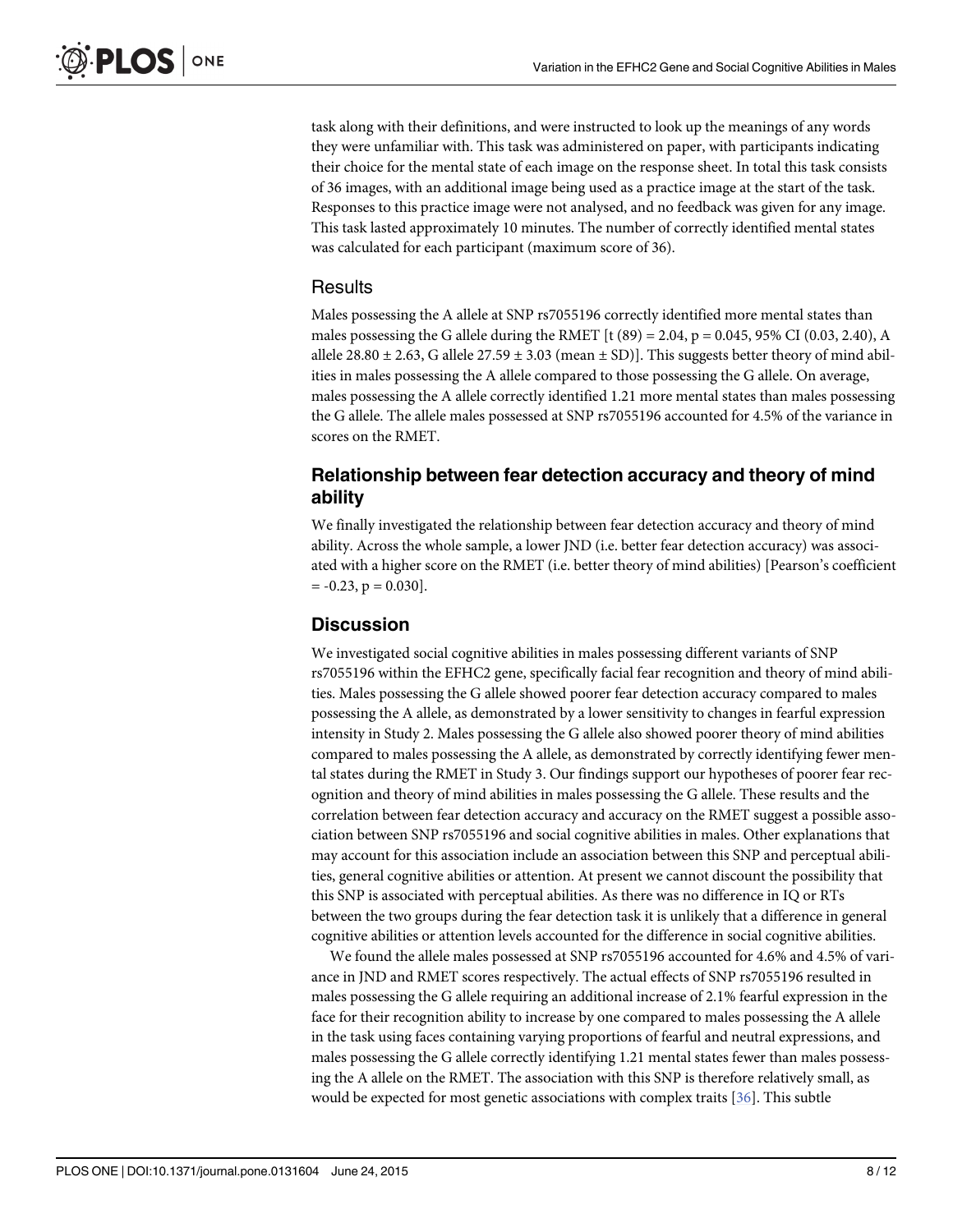task along with their definitions, and were instructed to look up the meanings of any words they were unfamiliar with. This task was administered on paper, with participants indicating their choice for the mental state of each image on the response sheet. In total this task consists of 36 images, with an additional image being used as a practice image at the start of the task. Responses to this practice image were not analysed, and no feedback was given for any image. This task lasted approximately 10 minutes. The number of correctly identified mental states was calculated for each participant (maximum score of 36).

### Results

Males possessing the A allele at SNP rs7055196 correctly identified more mental states than males possessing the G allele during the RMET [$t(89) = 2.04$, $p = 0.045$, 95% CI (0.03, 2.40), A allele $28.80 \pm 2.63$, G allele $27.59 \pm 3.03$ (mean ± SD)]. This suggests better theory of mind abilities in males possessing the A allele compared to those possessing the G allele. On average, males possessing the A allele correctly identified 1.21 more mental states than males possessing the G allele. The allele males possessed at SNP rs7055196 accounted for 4.5% of the variance in scores on the RMET.

## Relationship between fear detection accuracy and theory of mind ability

We finally investigated the relationship between fear detection accuracy and theory of mind ability. Across the whole sample, a lower JND (i.e. better fear detection accuracy) was associated with a higher score on the RMET (i.e. better theory of mind abilities) [Pearson's coefficient $= -0.23$, $p = 0.030$].

## Discussion

We investigated social cognitive abilities in males possessing different variants of SNP rs7055196 within the EFHC2 gene, specifically facial fear recognition and theory of mind abilities. Males possessing the G allele showed poorer fear detection accuracy compared to males possessing the A allele, as demonstrated by a lower sensitivity to changes in fearful expression intensity in Study 2. Males possessing the G allele also showed poorer theory of mind abilities compared to males possessing the A allele, as demonstrated by correctly identifying fewer mental states during the RMET in Study 3. Our findings support our hypotheses of poorer fear recognition and theory of mind abilities in males possessing the G allele. These results and the correlation between fear detection accuracy and accuracy on the RMET suggest a possible association between SNP rs7055196 and social cognitive abilities in males. Other explanations that may account for this association include an association between this SNP and perceptual abilities, general cognitive abilities or attention. At present we cannot discount the possibility that this SNP is associated with perceptual abilities. As there was no difference in IQ or RTs between the two groups during the fear detection task it is unlikely that a difference in general cognitive abilities or attention levels accounted for the difference in social cognitive abilities.

We found the allele males possessed at SNP rs7055196 accounted for 4.6% and 4.5% of variance in JND and RMET scores respectively. The actual effects of SNP rs7055196 resulted in males possessing the G allele requiring an additional increase of 2.1% fearful expression in the face for their recognition ability to increase by one compared to males possessing the A allele in the task using faces containing varying proportions of fearful and neutral expressions, and males possessing the G allele correctly identifying 1.21 mental states fewer than males possessing the A allele on the RMET. The association with this SNP is therefore relatively small, as would be expected for most genetic associations with complex traits [36]. This subtle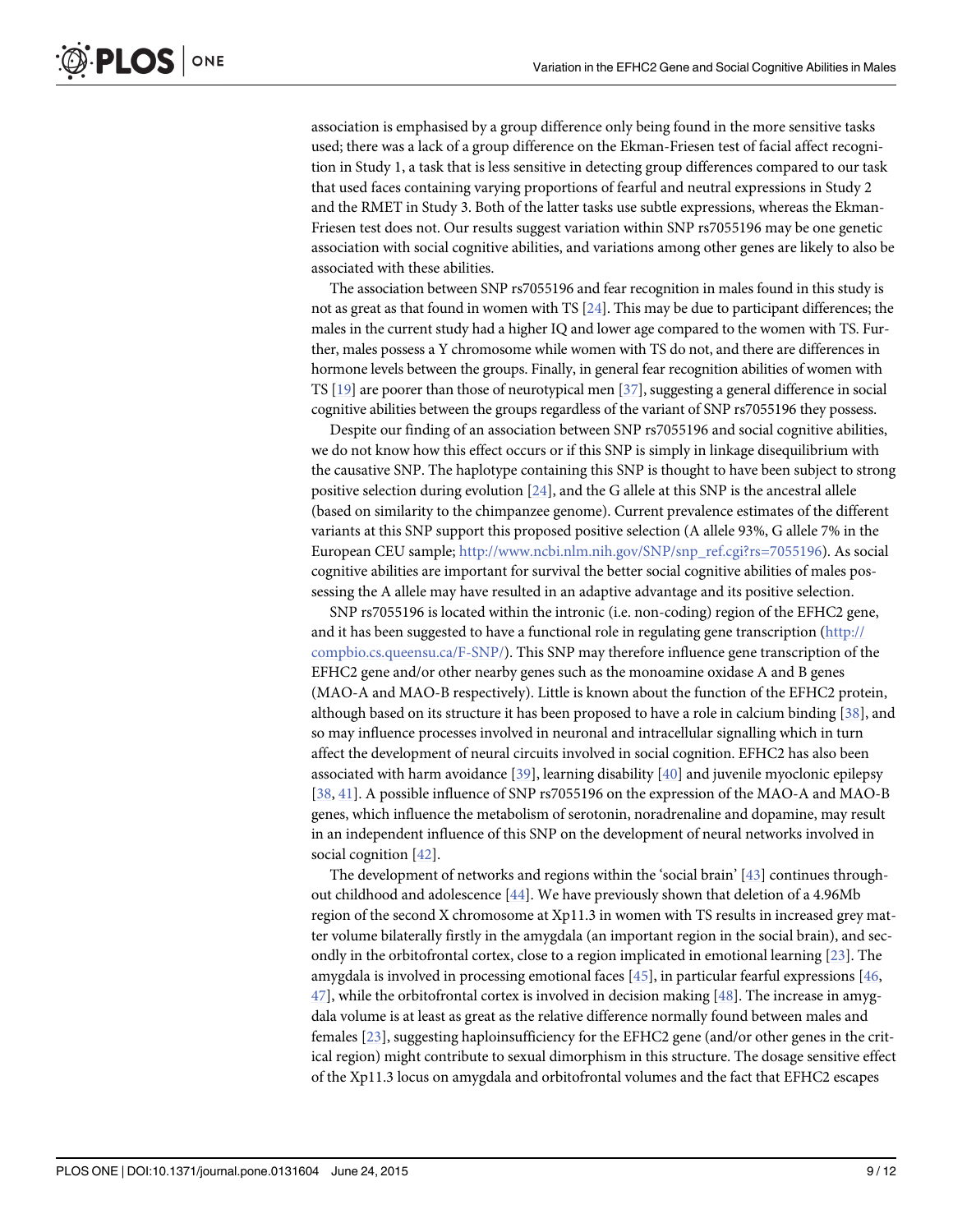association is emphasised by a group difference only being found in the more sensitive tasks used; there was a lack of a group difference on the Ekman-Friesen test of facial affect recognition in Study 1, a task that is less sensitive in detecting group differences compared to our task that used faces containing varying proportions of fearful and neutral expressions in Study 2 and the RMET in Study 3. Both of the latter tasks use subtle expressions, whereas the Ekman-Friesen test does not. Our results suggest variation within SNP rs7055196 may be one genetic association with social cognitive abilities, and variations among other genes are likely to also be associated with these abilities.

The association between SNP rs7055196 and fear recognition in males found in this study is not as great as that found in women with TS [24]. This may be due to participant differences; the males in the current study had a higher IQ and lower age compared to the women with TS. Further, males possess a Y chromosome while women with TS do not, and there are differences in hormone levels between the groups. Finally, in general fear recognition abilities of women with TS [19] are poorer than those of neurotypical men [37], suggesting a general difference in social cognitive abilities between the groups regardless of the variant of SNP rs7055196 they possess.

Despite our finding of an association between SNP rs7055196 and social cognitive abilities, we do not know how this effect occurs or if this SNP is simply in linkage disequilibrium with the causative SNP. The haplotype containing this SNP is thought to have been subject to strong positive selection during evolution [24], and the G allele at this SNP is the ancestral allele (based on similarity to the chimpanzee genome). Current prevalence estimates of the different variants at this SNP support this proposed positive selection (A allele 93%, G allele 7% in the European CEU sample; http://www.ncbi.nlm.nih.gov/SNP/snp_ref.cgi?rs=7055196). As social cognitive abilities are important for survival the better social cognitive abilities of males possessing the A allele may have resulted in an adaptive advantage and its positive selection.

SNP rs7055196 is located within the intronic (i.e. non-coding) region of the EFHC2 gene, and it has been suggested to have a functional role in regulating gene transcription (http://compbio.cs.queensu.ca/F-SNP/). This SNP may therefore influence gene transcription of the EFHC2 gene and/or other nearby genes such as the monoamine oxidase A and B genes (MAO-A and MAO-B respectively). Little is known about the function of the EFHC2 protein, although based on its structure it has been proposed to have a role in calcium binding [38], and so may influence processes involved in neuronal and intracellular signalling which in turn affect the development of neural circuits involved in social cognition. EFHC2 has also been associated with harm avoidance [39], learning disability [40] and juvenile myoclonic epilepsy [38, 41]. A possible influence of SNP rs7055196 on the expression of the MAO-A and MAO-B genes, which influence the metabolism of serotonin, noradrenaline and dopamine, may result in an independent influence of this SNP on the development of neural networks involved in social cognition [42].

The development of networks and regions within the 'social brain' [43] continues throughout childhood and adolescence [44]. We have previously shown that deletion of a 4.96Mb region of the second X chromosome at Xp11.3 in women with TS results in increased grey matter volume bilaterally firstly in the amygdala (an important region in the social brain), and secondly in the orbitofrontal cortex, close to a region implicated in emotional learning [23]. The amygdala is involved in processing emotional faces [45], in particular fearful expressions [46, 47], while the orbitofrontal cortex is involved in decision making [48]. The increase in amygdala volume is at least as great as the relative difference normally found between males and females [23], suggesting haploinsufficiency for the EFHC2 gene (and/or other genes in the critical region) might contribute to sexual dimorphism in this structure. The dosage sensitive effect of the Xp11.3 locus on amygdala and orbitofrontal volumes and the fact that EFHC2 escapes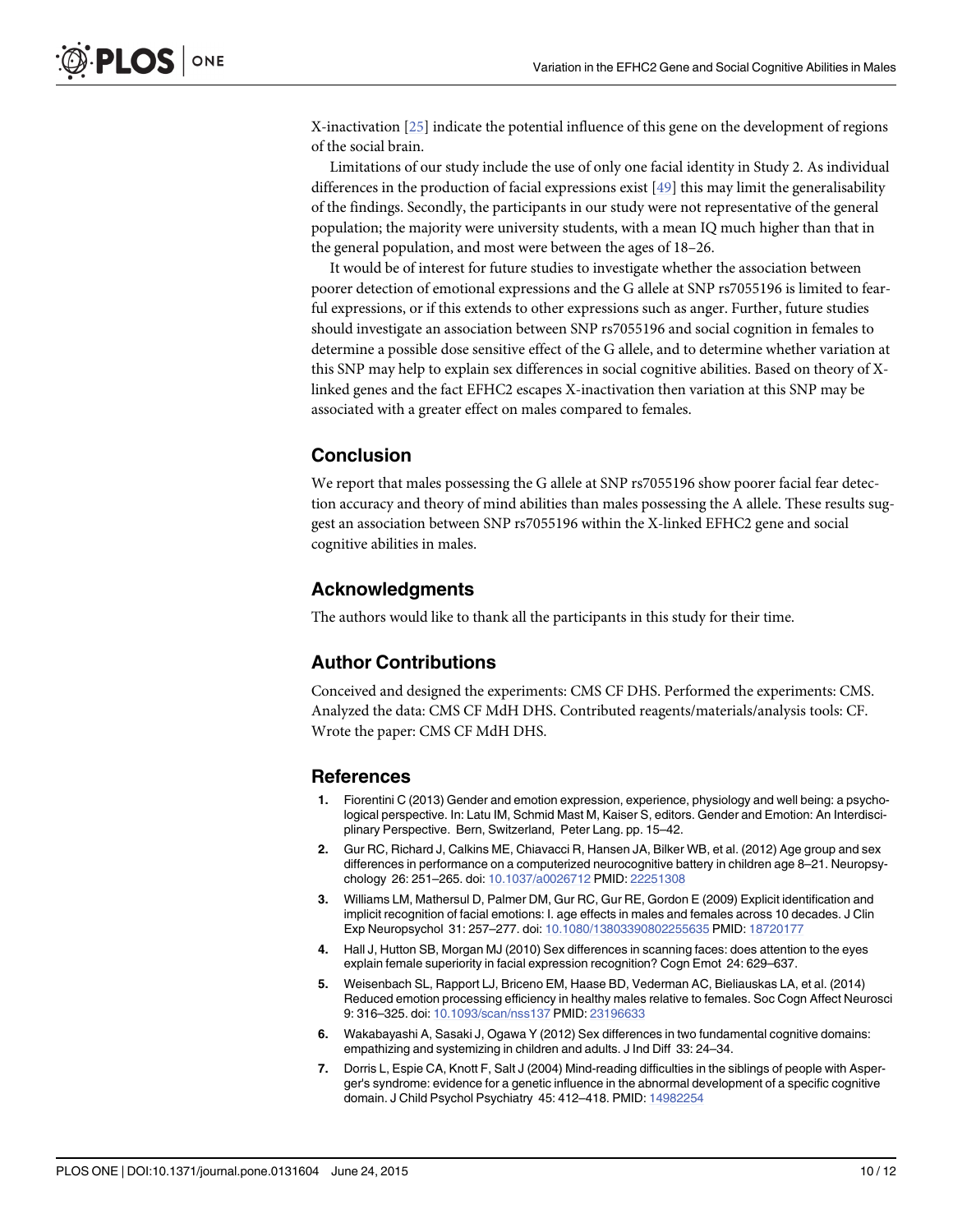X-inactivation [25] indicate the potential influence of this gene on the development of regions of the social brain.

Limitations of our study include the use of only one facial identity in Study 2. As individual differences in the production of facial expressions exist [49] this may limit the generalisability of the findings. Secondly, the participants in our study were not representative of the general population; the majority were university students, with a mean IQ much higher than that in the general population, and most were between the ages of 18–26.

It would be of interest for future studies to investigate whether the association between poorer detection of emotional expressions and the G allele at SNP rs7055196 is limited to fearful expressions, or if this extends to other expressions such as anger. Further, future studies should investigate an association between SNP rs7055196 and social cognition in females to determine a possible dose sensitive effect of the G allele, and to determine whether variation at this SNP may help to explain sex differences in social cognitive abilities. Based on theory of X-linked genes and the fact EFHC2 escapes X-inactivation then variation at this SNP may be associated with a greater effect on males compared to females.

## Conclusion

We report that males possessing the G allele at SNP rs7055196 show poorer facial fear detection accuracy and theory of mind abilities than males possessing the A allele. These results suggest an association between SNP rs7055196 within the X-linked EFHC2 gene and social cognitive abilities in males.

## Acknowledgments

The authors would like to thank all the participants in this study for their time.

## Author Contributions

Conceived and designed the experiments: CMS CF DHS. Performed the experiments: CMS. Analyzed the data: CMS CF MdH DHS. Contributed reagents/materials/analysis tools: CF. Wrote the paper: CMS CF MdH DHS.

## References

1. Fiorentini C (2013) Gender and emotion expression, experience, physiology and well being: a psychological perspective. In: Latu IM, Schmid Mast M, Kaiser S, editors. Gender and Emotion: An Interdisciplinary Perspective. Bern, Switzerland, Peter Lang. pp. 15–42.
2. Gur RC, Richard J, Calkins ME, Chiavacci R, Hansen JA, Bilker WB, et al. (2012) Age group and sex differences in performance on a computerized neurocognitive battery in children age 8–21. Neuropsychology 26: 251–265. doi: 10.1037/a0026712 PMID: 22251308
3. Williams LM, Mathersul D, Palmer DM, Gur RC, Gur RE, Gordon E (2009) Explicit identification and implicit recognition of facial emotions: I. age effects in males and females across 10 decades. J Clin Exp Neuropsychol 31: 257–277. doi: 10.1080/13803390802255635 PMID: 18720177
4. Hall J, Hutton SB, Morgan MJ (2010) Sex differences in scanning faces: does attention to the eyes explain female superiority in facial expression recognition? Cogn Emot 24: 629–637.
5. Weisenbach SL, Rapport LJ, Briceno EM, Haase BD, Vederman AC, Bieliauskas LA, et al. (2014) Reduced emotion processing efficiency in healthy males relative to females. Soc Cogn Affect Neurosci 9: 316–325. doi: 10.1093/scan/nss137 PMID: 23196633
6. Wakabayashi A, Sasaki J, Ogawa Y (2012) Sex differences in two fundamental cognitive domains: empathizing and systemizing in children and adults. J Ind Diff 33: 24–34.
7. Dorris L, Espie CA, Knott F, Salt J (2004) Mind-reading difficulties in the siblings of people with Asperger's syndrome: evidence for a genetic influence in the abnormal development of a specific cognitive domain. J Child Psychol Psychiatry 45: 412–418. PMID: 14982254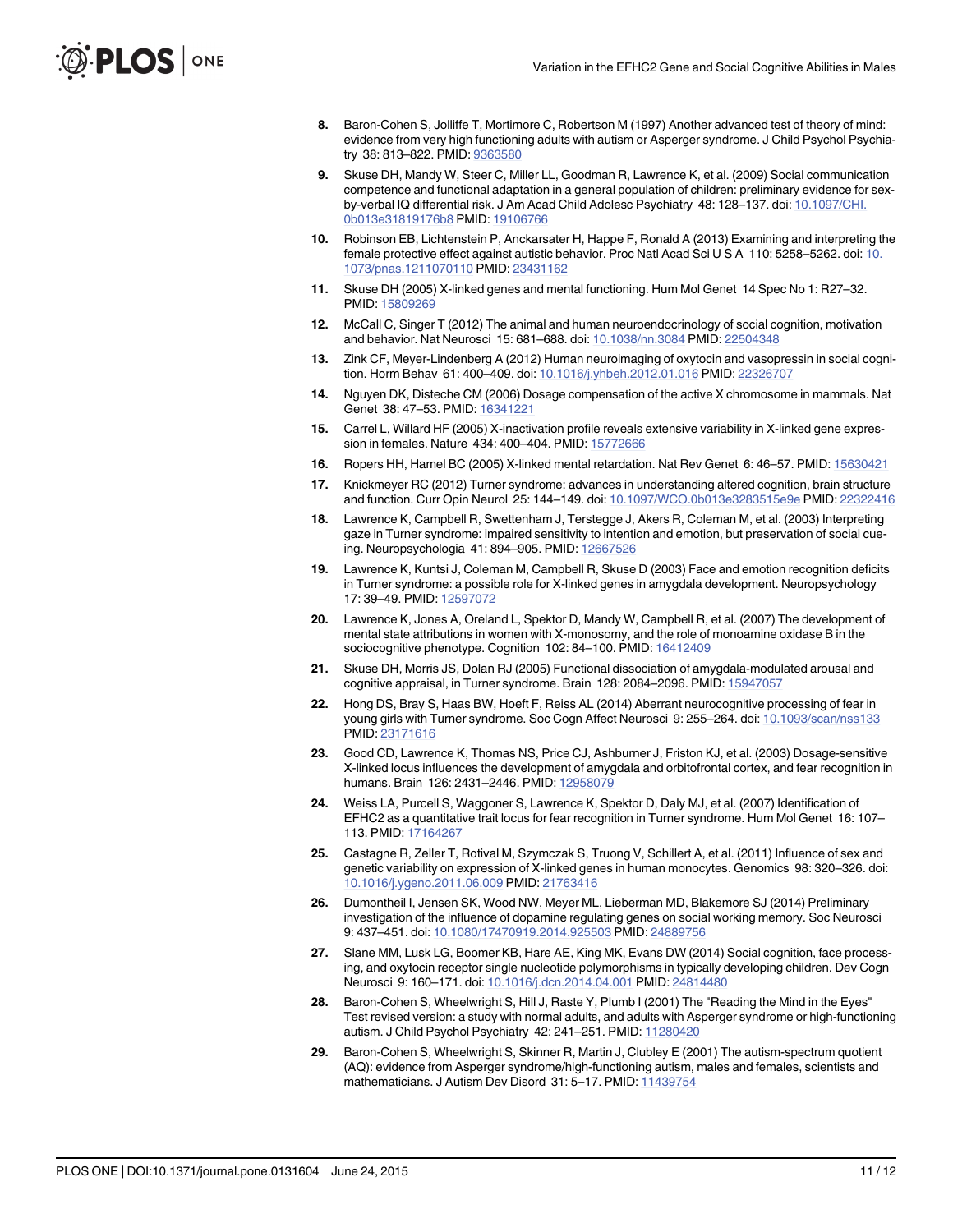8. Baron-Cohen S, Jolliffe T, Mortimore C, Robertson M (1997) Another advanced test of theory of mind: evidence from very high functioning adults with autism or Asperger syndrome. J Child Psychol Psychiatry 38: 813–822. PMID: 9363580
9. Skuse DH, Mandy W, Steer C, Miller LL, Goodman R, Lawrence K, et al. (2009) Social communication competence and functional adaptation in a general population of children: preliminary evidence for sex-by-verbal IQ differential risk. J Am Acad Child Adolesc Psychiatry 48: 128–137. doi: 10.1097/CHI.0b013e31819176b8 PMID: 19106766
10. Robinson EB, Lichtenstein P, Anckarsater H, Happe F, Ronald A (2013) Examining and interpreting the female protective effect against autistic behavior. Proc Natl Acad Sci U S A 110: 5258–5262. doi: 10.1073/pnas.1211070110 PMID: 23431162
11. Skuse DH (2005) X-linked genes and mental functioning. Hum Mol Genet 14 Spec No 1: R27–32. PMID: 15809269
12. McCall C, Singer T (2012) The animal and human neuroendocrinology of social cognition, motivation and behavior. Nat Neurosci 15: 681–688. doi: 10.1038/nn.3084 PMID: 22504348
13. Zink CF, Meyer-Lindenberg A (2012) Human neuroimaging of oxytocin and vasopressin in social cognition. Horm Behav 61: 400–409. doi: 10.1016/j.yhbeh.2012.01.016 PMID: 22326707
14. Nguyen DK, Disteche CM (2006) Dosage compensation of the active X chromosome in mammals. Nat Genet 38: 47–53. PMID: 16341221
15. Carrel L, Willard HF (2005) X-inactivation profile reveals extensive variability in X-linked gene expression in females. Nature 434: 400–404. PMID: 15772666
16. Ropers HH, Hamel BC (2005) X-linked mental retardation. Nat Rev Genet 6: 46–57. PMID: 15630421
17. Knickmeyer RC (2012) Turner syndrome: advances in understanding altered cognition, brain structure and function. Curr Opin Neurol 25: 144–149. doi: 10.1097/WCO.0b013e3283515e9e PMID: 22322416
18. Lawrence K, Campbell R, Swettenham J, Terstegge J, Akers R, Coleman M, et al. (2003) Interpreting gaze in Turner syndrome: impaired sensitivity to intention and emotion, but preservation of social cueing. Neuropsychologia 41: 894–905. PMID: 12667526
19. Lawrence K, Kuntsi J, Coleman M, Campbell R, Skuse D (2003) Face and emotion recognition deficits in Turner syndrome: a possible role for X-linked genes in amygdala development. Neuropsychology 17: 39–49. PMID: 12597072
20. Lawrence K, Jones A, Oreland L, Spektor D, Mandy W, Campbell R, et al. (2007) The development of mental state attributions in women with X-monosomy, and the role of monoamine oxidase B in the sociocognitive phenotype. Cognition 102: 84–100. PMID: 16412409
21. Skuse DH, Morris JS, Dolan RJ (2005) Functional dissociation of amygdala-modulated arousal and cognitive appraisal, in Turner syndrome. Brain 128: 2084–2096. PMID: 15947057
22. Hong DS, Bray S, Haas BW, Hoeft F, Reiss AL (2014) Aberrant neurocognitive processing of fear in young girls with Turner syndrome. Soc Cogn Affect Neurosci 9: 255–264. doi: 10.1093/scan/nss133 PMID: 23171616
23. Good CD, Lawrence K, Thomas NS, Price CJ, Ashburner J, Friston KJ, et al. (2003) Dosage-sensitive X-linked locus influences the development of amygdala and orbitofrontal cortex, and fear recognition in humans. Brain 126: 2431–2446. PMID: 12958079
24. Weiss LA, Purcell S, Waggoner S, Lawrence K, Spektor D, Daly MJ, et al. (2007) Identification of EFHC2 as a quantitative trait locus for fear recognition in Turner syndrome. Hum Mol Genet 16: 107–113. PMID: 17164267
25. Castagne R, Zeller T, Rotival M, Szymczak S, Truong V, Schillert A, et al. (2011) Influence of sex and genetic variability on expression of X-linked genes in human monocytes. Genomics 98: 320–326. doi: 10.1016/j.ygeno.2011.06.009 PMID: 21763416
26. Dumontheil I, Jensen SK, Wood NW, Meyer ML, Lieberman MD, Blakemore SJ (2014) Preliminary investigation of the influence of dopamine regulating genes on social working memory. Soc Neurosci 9: 437–451. doi: 10.1080/17470919.2014.925503 PMID: 24889756
27. Slane MM, Lusk LG, Boomer KB, Hare AE, King MK, Evans DW (2014) Social cognition, face processing, and oxytocin receptor single nucleotide polymorphisms in typically developing children. Dev Cogn Neurosci 9: 160–171. doi: 10.1016/j.dcn.2014.04.001 PMID: 24814480
28. Baron-Cohen S, Wheelwright S, Hill J, Raste Y, Plumb I (2001) The "Reading the Mind in the Eyes" Test revised version: a study with normal adults, and adults with Asperger syndrome or high-functioning autism. J Child Psychol Psychiatry 42: 241–251. PMID: 11280420
29. Baron-Cohen S, Wheelwright S, Skinner R, Martin J, Clubley E (2001) The autism-spectrum quotient (AQ): evidence from Asperger syndrome/high-functioning autism, males and females, scientists and mathematicians. J Autism Dev Disord 31: 5–17. PMID: 11439754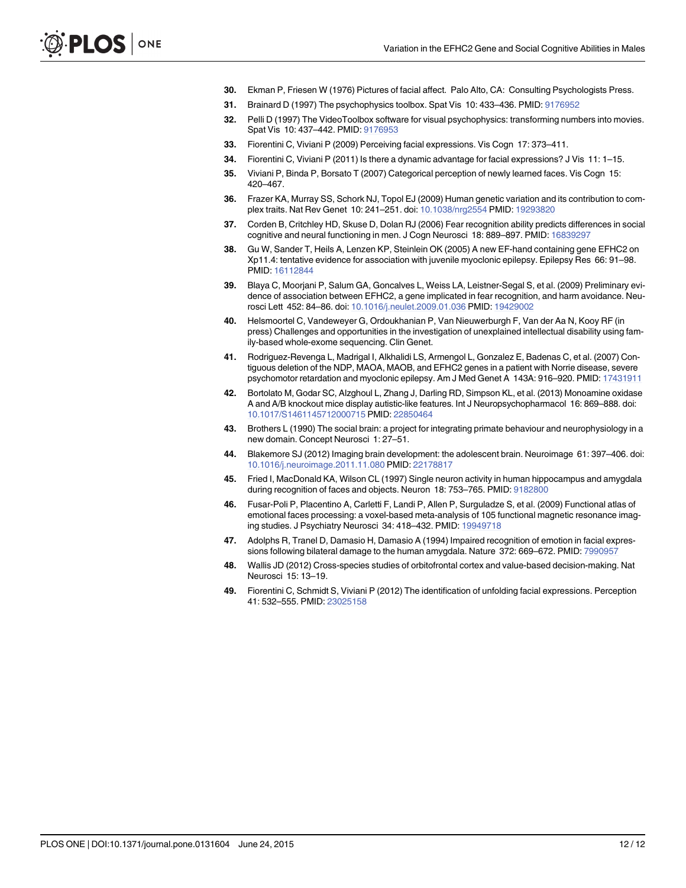30. Ekman P, Friesen W (1976) Pictures of facial affect. Palo Alto, CA: Consulting Psychologists Press.
31. Brainard D (1997) The psychophysics toolbox. Spat Vis 10: 433–436. PMID: 9176952
32. Pelli D (1997) The VideoToolbox software for visual psychophysics: transforming numbers into movies. Spat Vis 10: 437–442. PMID: 9176953
33. Fiorentini C, Viviani P (2009) Perceiving facial expressions. Vis Cogn 17: 373–411.
34. Fiorentini C, Viviani P (2011) Is there a dynamic advantage for facial expressions? J Vis 11: 1–15.
35. Viviani P, Binda P, Borsato T (2007) Categorical perception of newly learned faces. Vis Cogn 15: 420–467.
36. Frazer KA, Murray SS, Schork NJ, Topol EJ (2009) Human genetic variation and its contribution to complex traits. Nat Rev Genet 10: 241–251. doi: 10.1038/nrg2554 PMID: 19293820
37. Corden B, Critchley HD, Skuse D, Dolan RJ (2006) Fear recognition ability predicts differences in social cognitive and neural functioning in men. J Cogn Neurosci 18: 889–897. PMID: 16839297
38. Gu W, Sander T, Heils A, Lenzen KP, Steinlein OK (2005) A new EF-hand containing gene EFHC2 on Xp11.4: tentative evidence for association with juvenile myoclonic epilepsy. Epilepsy Res 66: 91–98. PMID: 16112844
39. Blaya C, Moorjani P, Salum GA, Goncalves L, Weiss LA, Leistner-Segal S, et al. (2009) Preliminary evidence of association between EFHC2, a gene implicated in fear recognition, and harm avoidance. Neurosci Lett 452: 84–86. doi: 10.1016/j.neulet.2009.01.036 PMID: 19429002
40. Helsmoortel C, Vandeweyer G, Ordoukhanian P, Van Nieuwerburgh F, Van der Aa N, Kooy RF (in press) Challenges and opportunities in the investigation of unexplained intellectual disability using family-based whole-exome sequencing. Clin Genet.
41. Rodriguez-Revenga L, Madrigal I, Alkhalidi LS, Armengol L, Gonzalez E, Badenas C, et al. (2007) Contiguous deletion of the NDP, MAOA, MAOB, and EFHC2 genes in a patient with Norrie disease, severe psychomotor retardation and myoclonic epilepsy. Am J Med Genet A 143A: 916–920. PMID: 17431911
42. Bortolato M, Godar SC, Alzghoul L, Zhang J, Darling RD, Simpson KL, et al. (2013) Monoamine oxidase A and A/B knockout mice display autistic-like features. Int J Neuropsychopharmacol 16: 869–888. doi: 10.1017/S1461145712000715 PMID: 22850464
43. Brothers L (1990) The social brain: a project for integrating primate behaviour and neurophysiology in a new domain. Concept Neurosci 1: 27–51.
44. Blakemore SJ (2012) Imaging brain development: the adolescent brain. Neuroimage 61: 397–406. doi: 10.1016/j.neuroimage.2011.11.080 PMID: 22178817
45. Fried I, MacDonald KA, Wilson CL (1997) Single neuron activity in human hippocampus and amygdala during recognition of faces and objects. Neuron 18: 753–765. PMID: 9182800
46. Fusar-Poli P, Placentino A, Carletti F, Landi P, Allen P, Surguladze S, et al. (2009) Functional atlas of emotional faces processing: a voxel-based meta-analysis of 105 functional magnetic resonance imaging studies. J Psychiatry Neurosci 34: 418–432. PMID: 19949718
47. Adolphs R, Tranel D, Damasio H, Damasio A (1994) Impaired recognition of emotion in facial expressions following bilateral damage to the human amygdala. Nature 372: 669–672. PMID: 7990957
48. Wallis JD (2012) Cross-species studies of orbitofrontal cortex and value-based decision-making. Nat Neurosci 15: 13–19.
49. Fiorentini C, Schmidt S, Viviani P (2012) The identification of unfolding facial expressions. Perception 41: 532–555. PMID: 23025158